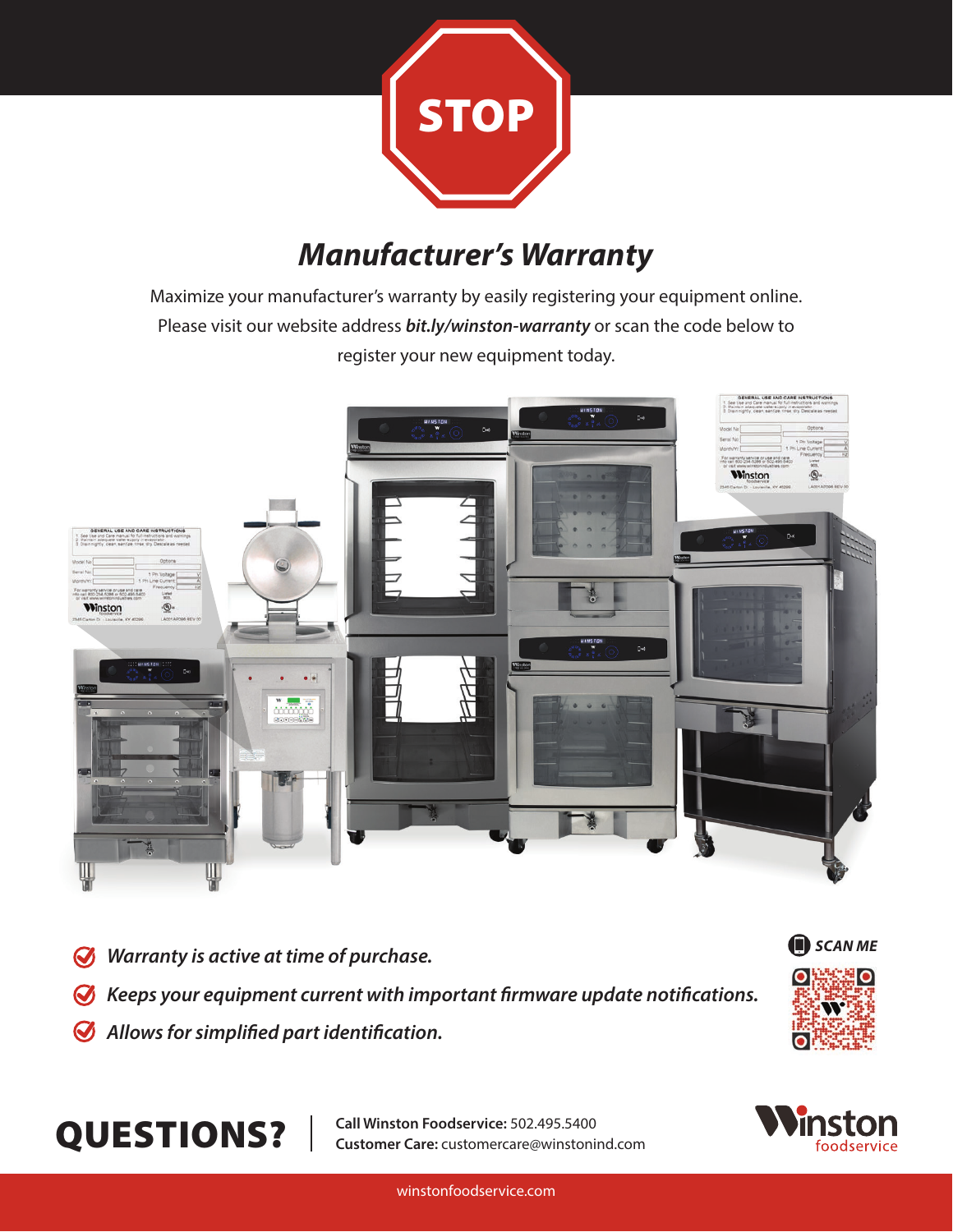STOP

# *Manufacturer's Warranty*

Maximize your manufacturer's warranty by easily registering your equipment online. Please visit our website address ***bit.ly/winston-warranty*** or scan the code below to register your new equipment today.

- ***Warranty is active at time of purchase.***
- ***Keeps your equipment current with important firmware update notifications.***
- ***Allows for simplified part identification.***

***SCAN ME***

## QUESTIONS?

**Call Winston Foodservice:** 502.495.5400
**Customer Care:** customercare@winstonind.com

Winston foodservice

winstonfoodservice.com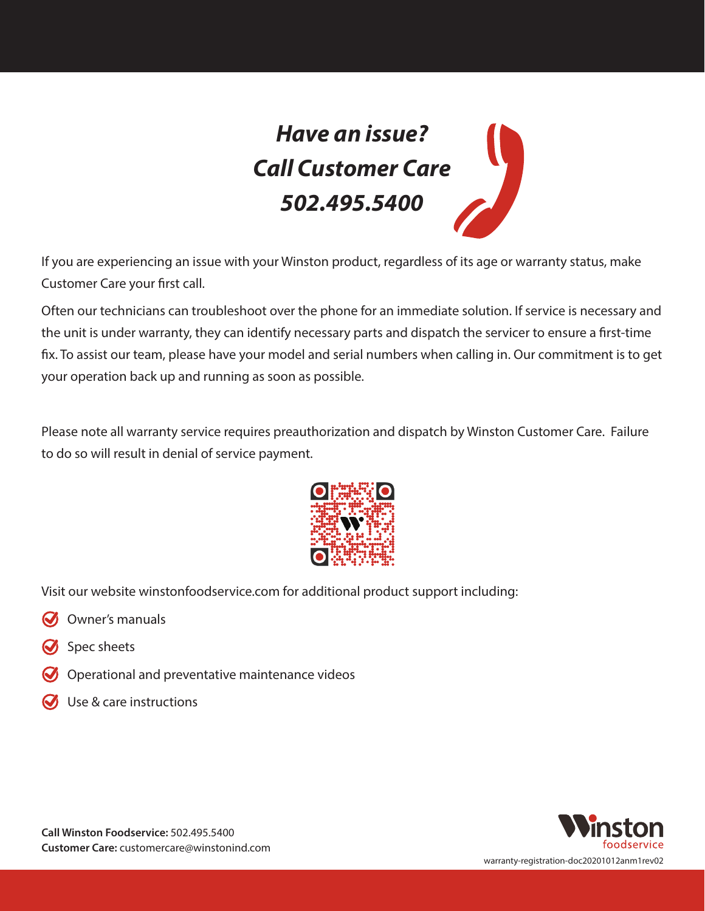## *Have an issue?*
## *Call Customer Care*
## *502.495.5400*

If you are experiencing an issue with your Winston product, regardless of its age or warranty status, make Customer Care your first call.

Often our technicians can troubleshoot over the phone for an immediate solution. If service is necessary and the unit is under warranty, they can identify necessary parts and dispatch the servicer to ensure a first-time fix. To assist our team, please have your model and serial numbers when calling in. Our commitment is to get your operation back up and running as soon as possible.

Please note all warranty service requires preauthorization and dispatch by Winston Customer Care. Failure to do so will result in denial of service payment.

Visit our website winstonfoodservice.com for additional product support including:

- Owner's manuals
- Spec sheets
- Operational and preventative maintenance videos
- Use & care instructions

**Call Winston Foodservice:** 502.495.5400
**Customer Care:** customercare@winstonind.com

Winston foodservice

warranty-registration-doc20201012anm1rev02